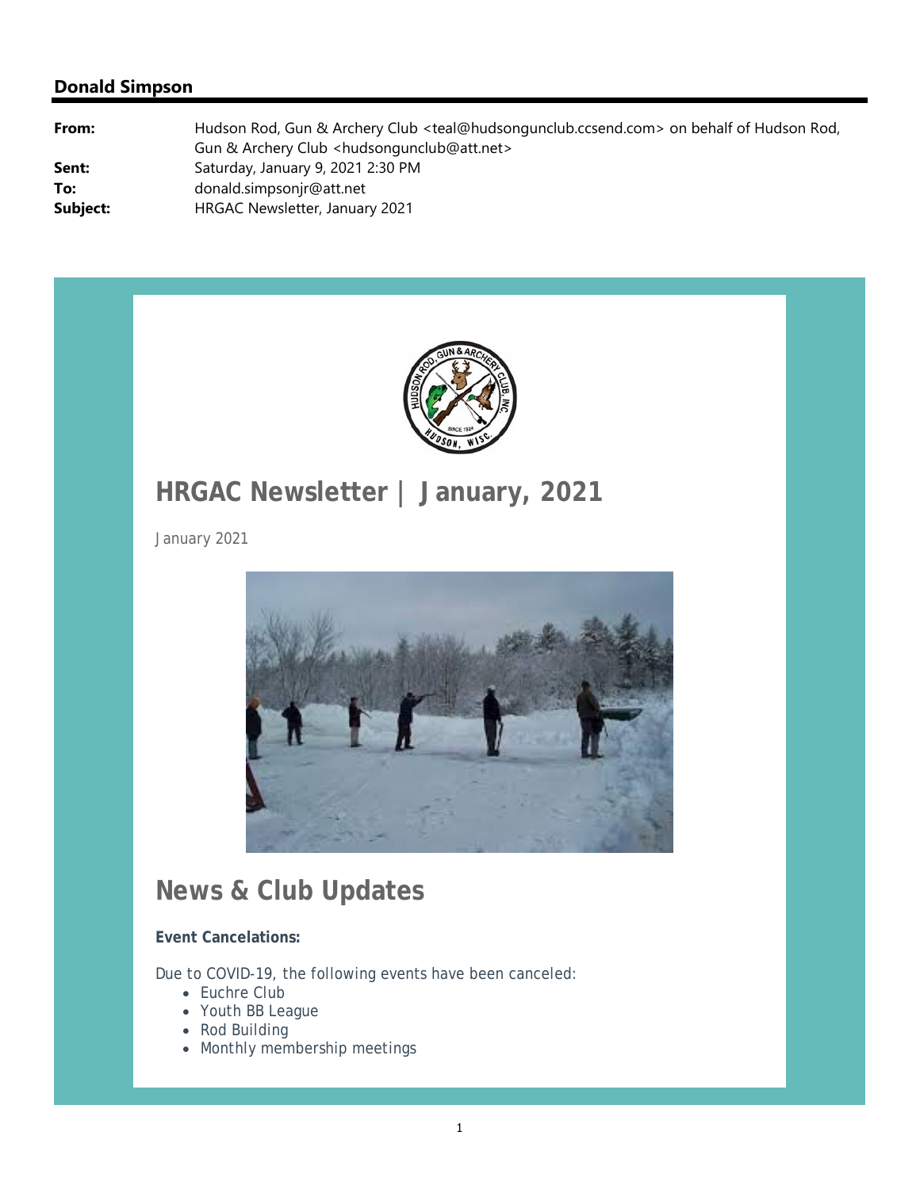**Donald Simpson**

| | |
|---|---|
| **From:** | Hudson Rod, Gun & Archery Club <teal@hudsongunclub.ccsend.com> on behalf of Hudson Rod, Gun & Archery Club <hudsongunclub@att.net> |
| **Sent:** | Saturday, January 9, 2021 2:30 PM |
| **To:** | donald.simpsonjr@att.net |
| **Subject:** | HRGAC Newsletter, January 2021 |

# HRGAC Newsletter | January, 2021

January 2021

## News & Club Updates

**Event Cancelations:**

Due to COVID-19, the following events have been canceled:

- Euchre Club
- Youth BB League
- Rod Building
- Monthly membership meetings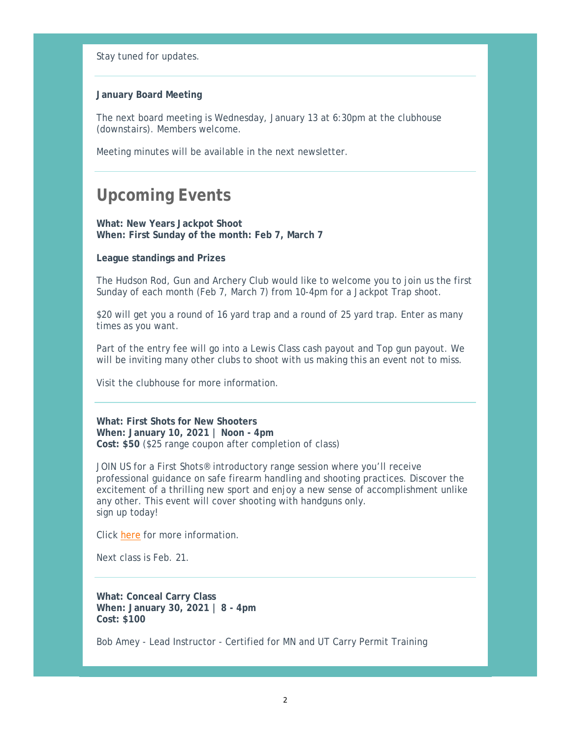Stay tuned for updates.

---

**January Board Meeting**

The next board meeting is Wednesday, January 13 at 6:30pm at the clubhouse (downstairs). Members welcome.

Meeting minutes will be available in the next newsletter.

---

## Upcoming Events

**What: New Years Jackpot Shoot**
**When: First Sunday of the month: Feb 7, March 7**

**League standings and Prizes**

The Hudson Rod, Gun and Archery Club would like to welcome you to join us the first Sunday of each month (Feb 7, March 7) from 10-4pm for a Jackpot Trap shoot.

$20 will get you a round of 16 yard trap and a round of 25 yard trap. Enter as many times as you want.

Part of the entry fee will go into a Lewis Class cash payout and Top gun payout. We will be inviting many other clubs to shoot with us making this an event not to miss.

Visit the clubhouse for more information.

---

**What: First Shots for New Shooters**
**When: January 10, 2021 | Noon - 4pm**
**Cost: $50** ($25 range coupon after completion of class)

JOIN US for a First Shots® introductory range session where you'll receive professional guidance on safe firearm handling and shooting practices. Discover the excitement of a thrilling new sport and enjoy a new sense of accomplishment unlike any other. This event will cover shooting with handguns only.
sign up today!

Click here for more information.

Next class is Feb. 21.

---

**What: Conceal Carry Class**
**When: January 30, 2021 | 8 - 4pm**
**Cost: $100**

Bob Amey - Lead Instructor - Certified for MN and UT Carry Permit Training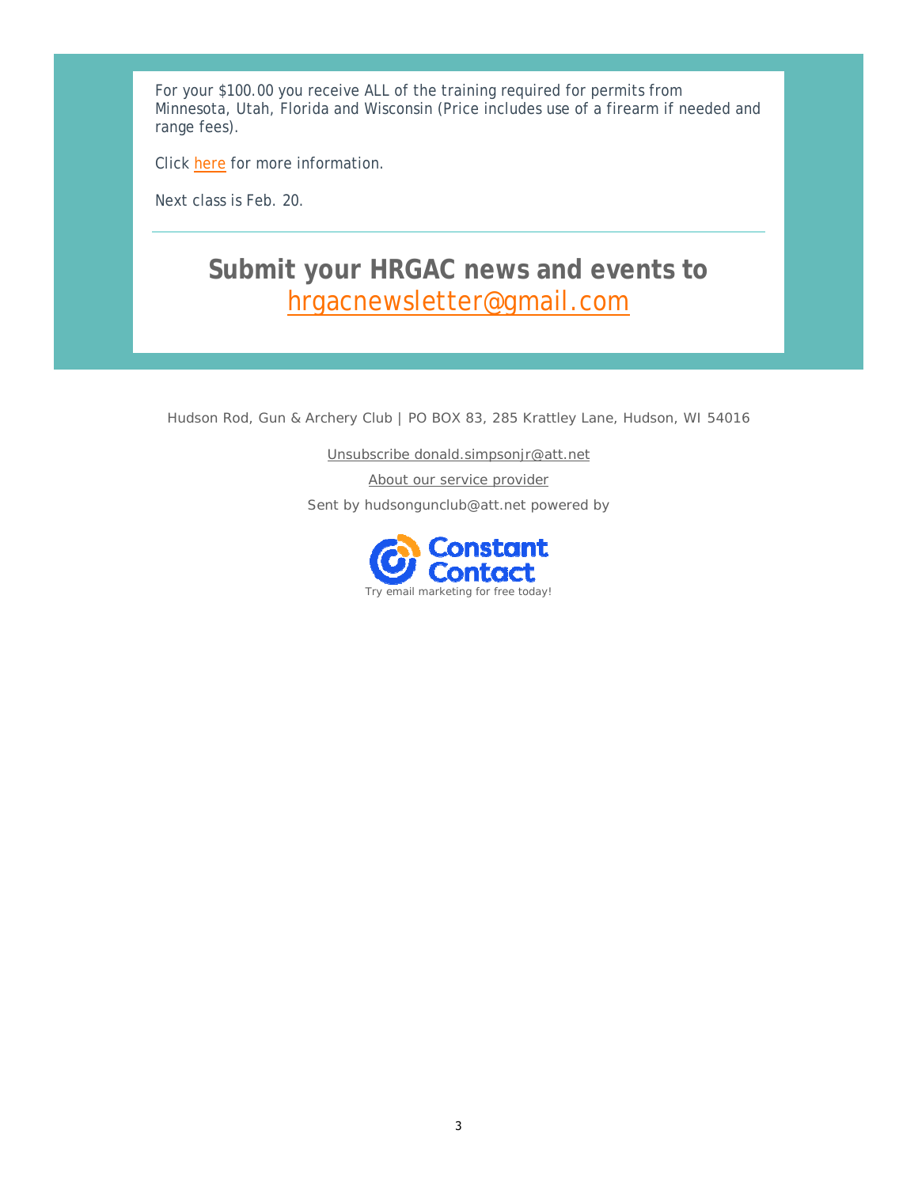For your $100.00 you receive ALL of the training required for permits from Minnesota, Utah, Florida and Wisconsin (Price includes use of a firearm if needed and range fees).

Click here for more information.

Next class is Feb. 20.

---

## Submit your HRGAC news and events to hrgacnewsletter@gmail.com

Hudson Rod, Gun & Archery Club | PO BOX 83, 285 Krattley Lane, Hudson, WI 54016

Unsubscribe donald.simpsonjr@att.net

About our service provider

Sent by hudsongunclub@att.net powered by

Constant Contact

Try email marketing for free today!